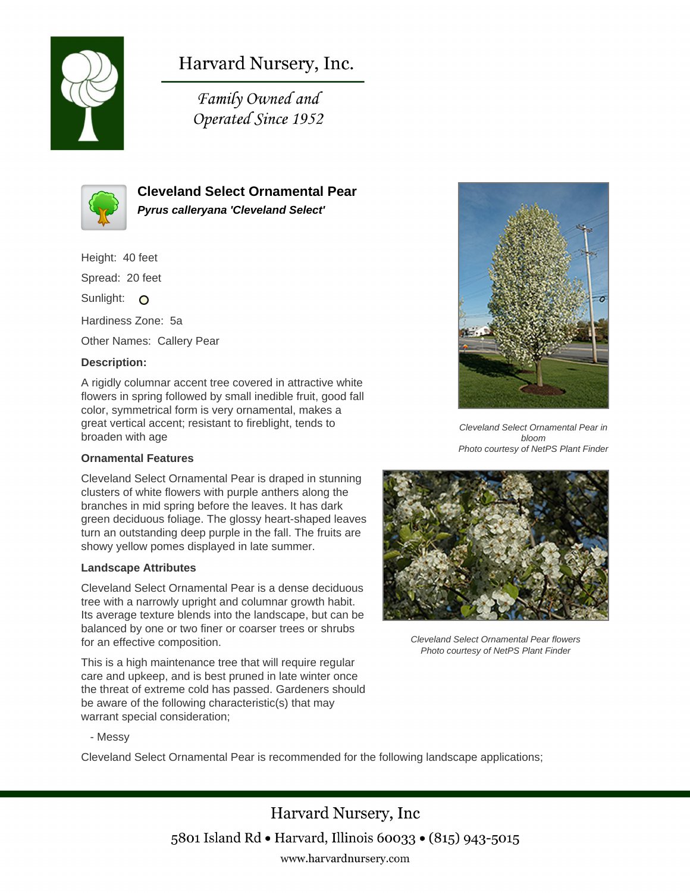# Harvard Nursery, Inc.

*Family Owned and Operated Since 1952*

## Cleveland Select Ornamental Pear

***Pyrus calleryana 'Cleveland Select'***

Height: 40 feet

Spread: 20 feet

Sunlight: ○

Hardiness Zone: 5a

Other Names: Callery Pear

**Description:**

A rigidly columnar accent tree covered in attractive white flowers in spring followed by small inedible fruit, good fall color, symmetrical form is very ornamental, makes a great vertical accent; resistant to fireblight, tends to broaden with age

*Cleveland Select Ornamental Pear in bloom*
*Photo courtesy of NetPS Plant Finder*

**Ornamental Features**

Cleveland Select Ornamental Pear is draped in stunning clusters of white flowers with purple anthers along the branches in mid spring before the leaves. It has dark green deciduous foliage. The glossy heart-shaped leaves turn an outstanding deep purple in the fall. The fruits are showy yellow pomes displayed in late summer.

*Cleveland Select Ornamental Pear flowers*
*Photo courtesy of NetPS Plant Finder*

**Landscape Attributes**

Cleveland Select Ornamental Pear is a dense deciduous tree with a narrowly upright and columnar growth habit. Its average texture blends into the landscape, but can be balanced by one or two finer or coarser trees or shrubs for an effective composition.

This is a high maintenance tree that will require regular care and upkeep, and is best pruned in late winter once the threat of extreme cold has passed. Gardeners should be aware of the following characteristic(s) that may warrant special consideration;

- Messy

Cleveland Select Ornamental Pear is recommended for the following landscape applications;

Harvard Nursery, Inc
5801 Island Rd • Harvard, Illinois 60033 • (815) 943-5015
www.harvardnursery.com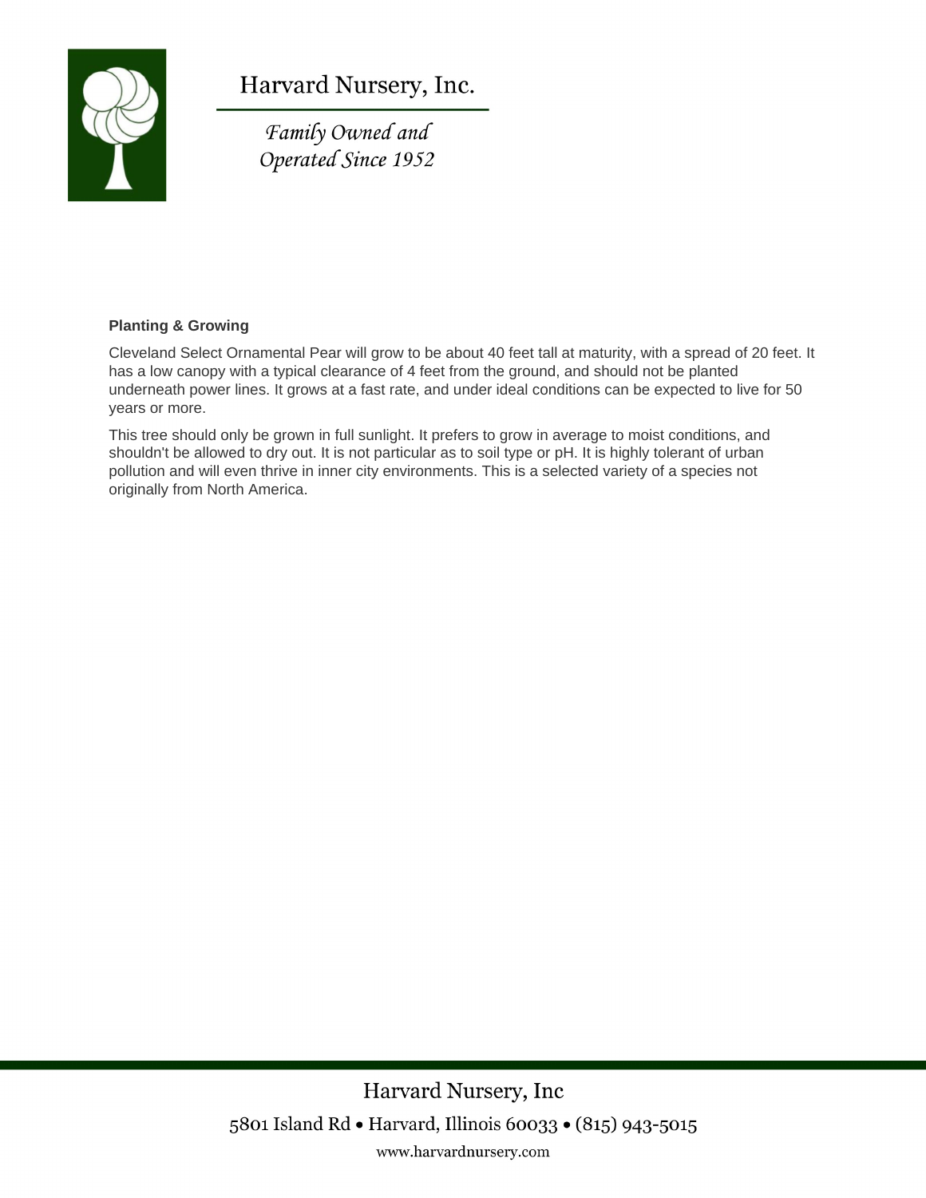### Planting & Growing

Cleveland Select Ornamental Pear will grow to be about 40 feet tall at maturity, with a spread of 20 feet. It has a low canopy with a typical clearance of 4 feet from the ground, and should not be planted underneath power lines. It grows at a fast rate, and under ideal conditions can be expected to live for 50 years or more.

This tree should only be grown in full sunlight. It prefers to grow in average to moist conditions, and shouldn't be allowed to dry out. It is not particular as to soil type or pH. It is highly tolerant of urban pollution and will even thrive in inner city environments. This is a selected variety of a species not originally from North America.